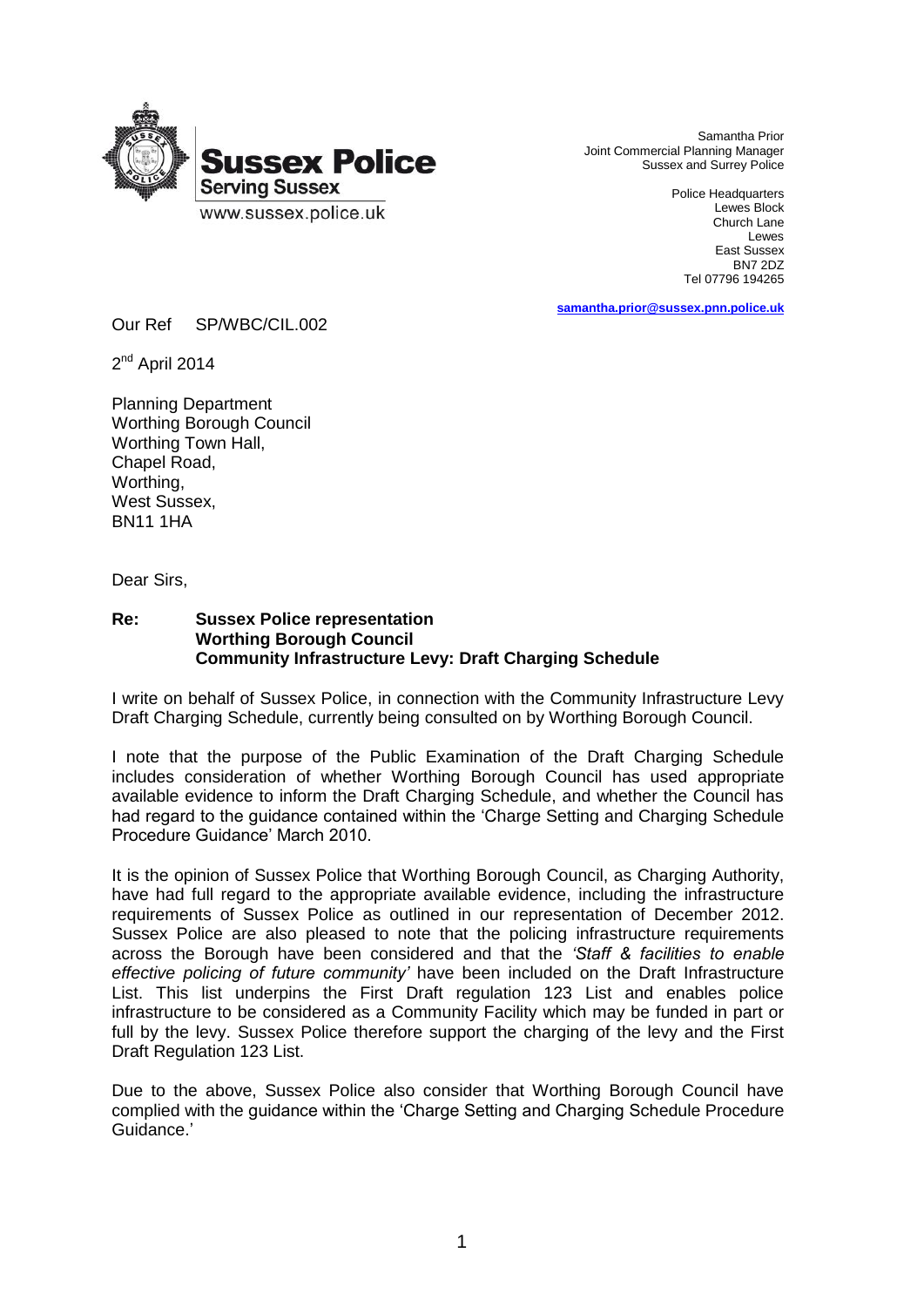**Sussex Police**
**Serving Sussex**
www.sussex.police.uk

Samantha Prior
Joint Commercial Planning Manager
Sussex and Surrey Police

Police Headquarters
Lewes Block
Church Lane
Lewes
East Sussex
BN7 2DZ
Tel 07796 194265

**samantha.prior@sussex.pnn.police.uk**

Our Ref SP/WBC/CIL.002

2nd April 2014

Planning Department
Worthing Borough Council
Worthing Town Hall,
Chapel Road,
Worthing,
West Sussex,
BN11 1HA

Dear Sirs,

**Re: Sussex Police representation**
**Worthing Borough Council**
**Community Infrastructure Levy: Draft Charging Schedule**

I write on behalf of Sussex Police, in connection with the Community Infrastructure Levy Draft Charging Schedule, currently being consulted on by Worthing Borough Council.

I note that the purpose of the Public Examination of the Draft Charging Schedule includes consideration of whether Worthing Borough Council has used appropriate available evidence to inform the Draft Charging Schedule, and whether the Council has had regard to the guidance contained within the 'Charge Setting and Charging Schedule Procedure Guidance' March 2010.

It is the opinion of Sussex Police that Worthing Borough Council, as Charging Authority, have had full regard to the appropriate available evidence, including the infrastructure requirements of Sussex Police as outlined in our representation of December 2012. Sussex Police are also pleased to note that the policing infrastructure requirements across the Borough have been considered and that the *'Staff & facilities to enable effective policing of future community'* have been included on the Draft Infrastructure List. This list underpins the First Draft regulation 123 List and enables police infrastructure to be considered as a Community Facility which may be funded in part or full by the levy. Sussex Police therefore support the charging of the levy and the First Draft Regulation 123 List.

Due to the above, Sussex Police also consider that Worthing Borough Council have complied with the guidance within the 'Charge Setting and Charging Schedule Procedure Guidance.'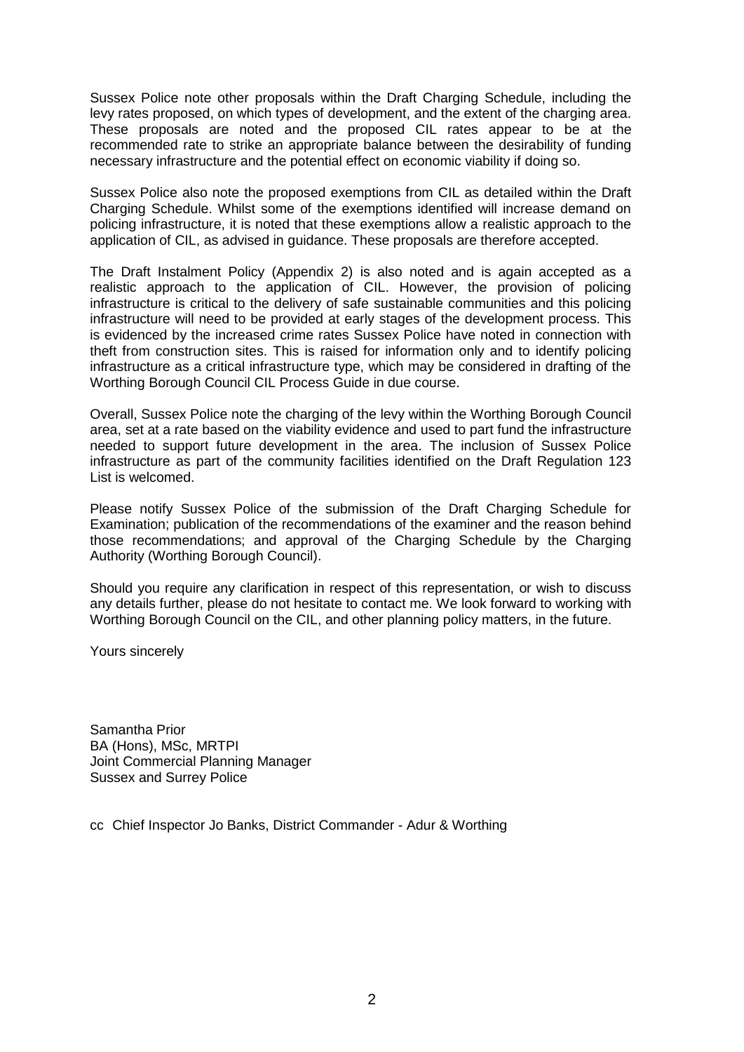Sussex Police note other proposals within the Draft Charging Schedule, including the levy rates proposed, on which types of development, and the extent of the charging area. These proposals are noted and the proposed CIL rates appear to be at the recommended rate to strike an appropriate balance between the desirability of funding necessary infrastructure and the potential effect on economic viability if doing so.

Sussex Police also note the proposed exemptions from CIL as detailed within the Draft Charging Schedule. Whilst some of the exemptions identified will increase demand on policing infrastructure, it is noted that these exemptions allow a realistic approach to the application of CIL, as advised in guidance. These proposals are therefore accepted.

The Draft Instalment Policy (Appendix 2) is also noted and is again accepted as a realistic approach to the application of CIL. However, the provision of policing infrastructure is critical to the delivery of safe sustainable communities and this policing infrastructure will need to be provided at early stages of the development process. This is evidenced by the increased crime rates Sussex Police have noted in connection with theft from construction sites. This is raised for information only and to identify policing infrastructure as a critical infrastructure type, which may be considered in drafting of the Worthing Borough Council CIL Process Guide in due course.

Overall, Sussex Police note the charging of the levy within the Worthing Borough Council area, set at a rate based on the viability evidence and used to part fund the infrastructure needed to support future development in the area. The inclusion of Sussex Police infrastructure as part of the community facilities identified on the Draft Regulation 123 List is welcomed.

Please notify Sussex Police of the submission of the Draft Charging Schedule for Examination; publication of the recommendations of the examiner and the reason behind those recommendations; and approval of the Charging Schedule by the Charging Authority (Worthing Borough Council).

Should you require any clarification in respect of this representation, or wish to discuss any details further, please do not hesitate to contact me. We look forward to working with Worthing Borough Council on the CIL, and other planning policy matters, in the future.

Yours sincerely

Samantha Prior
BA (Hons), MSc, MRTPI
Joint Commercial Planning Manager
Sussex and Surrey Police

cc Chief Inspector Jo Banks, District Commander - Adur & Worthing